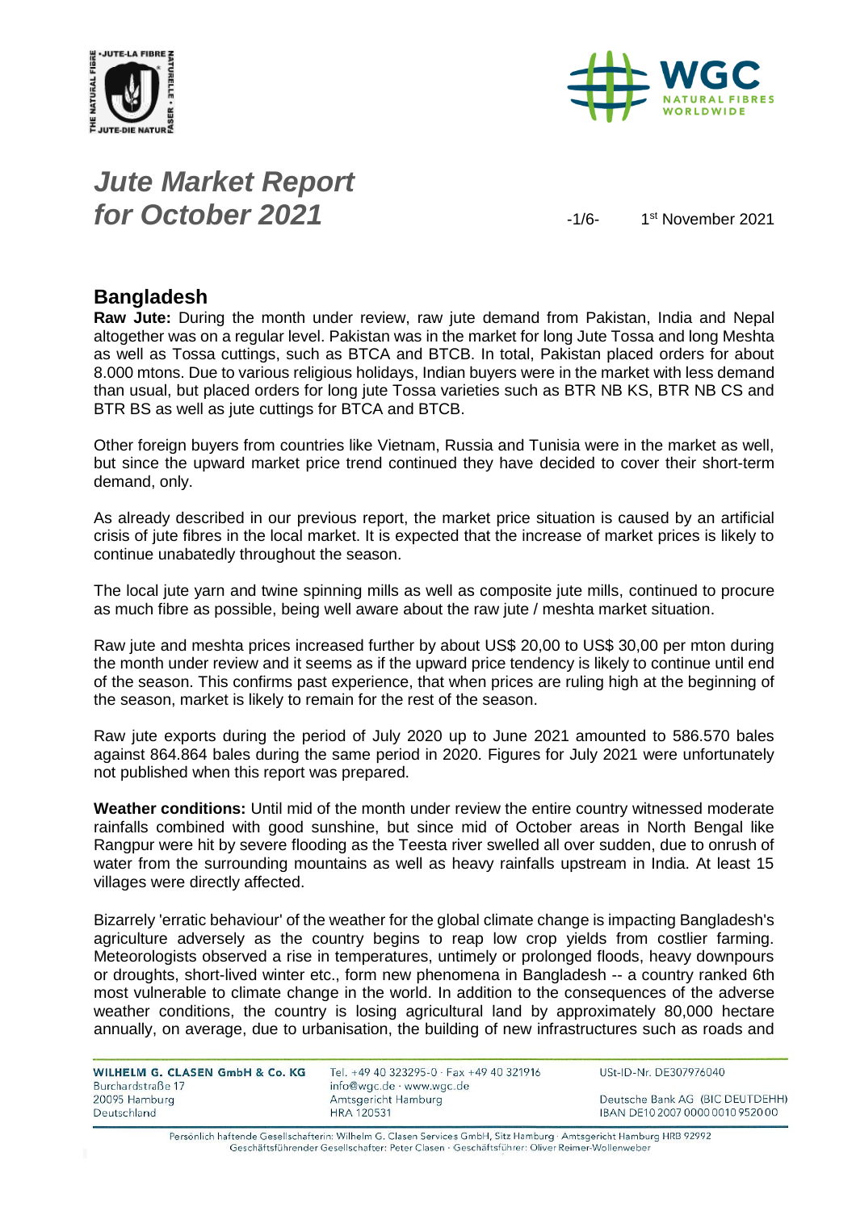# *Jute Market Report for October 2021*

1st November 2021

## Bangladesh

**Raw Jute:** During the month under review, raw jute demand from Pakistan, India and Nepal altogether was on a regular level. Pakistan was in the market for long Jute Tossa and long Meshta as well as Tossa cuttings, such as BTCA and BTCB. In total, Pakistan placed orders for about 8.000 mtons. Due to various religious holidays, Indian buyers were in the market with less demand than usual, but placed orders for long jute Tossa varieties such as BTR NB KS, BTR NB CS and BTR BS as well as jute cuttings for BTCA and BTCB.

Other foreign buyers from countries like Vietnam, Russia and Tunisia were in the market as well, but since the upward market price trend continued they have decided to cover their short-term demand, only.

As already described in our previous report, the market price situation is caused by an artificial crisis of jute fibres in the local market. It is expected that the increase of market prices is likely to continue unabatedly throughout the season.

The local jute yarn and twine spinning mills as well as composite jute mills, continued to procure as much fibre as possible, being well aware about the raw jute / meshta market situation.

Raw jute and meshta prices increased further by about US$ 20,00 to US$ 30,00 per mton during the month under review and it seems as if the upward price tendency is likely to continue until end of the season. This confirms past experience, that when prices are ruling high at the beginning of the season, market is likely to remain for the rest of the season.

Raw jute exports during the period of July 2020 up to June 2021 amounted to 586.570 bales against 864.864 bales during the same period in 2020. Figures for July 2021 were unfortunately not published when this report was prepared.

**Weather conditions:** Until mid of the month under review the entire country witnessed moderate rainfalls combined with good sunshine, but since mid of October areas in North Bengal like Rangpur were hit by severe flooding as the Teesta river swelled all over sudden, due to onrush of water from the surrounding mountains as well as heavy rainfalls upstream in India. At least 15 villages were directly affected.

Bizarrely 'erratic behaviour' of the weather for the global climate change is impacting Bangladesh's agriculture adversely as the country begins to reap low crop yields from costlier farming. Meteorologists observed a rise in temperatures, untimely or prolonged floods, heavy downpours or droughts, short-lived winter etc., form new phenomena in Bangladesh -- a country ranked 6th most vulnerable to climate change in the world. In addition to the consequences of the adverse weather conditions, the country is losing agricultural land by approximately 80,000 hectare annually, on average, due to urbanisation, the building of new infrastructures such as roads and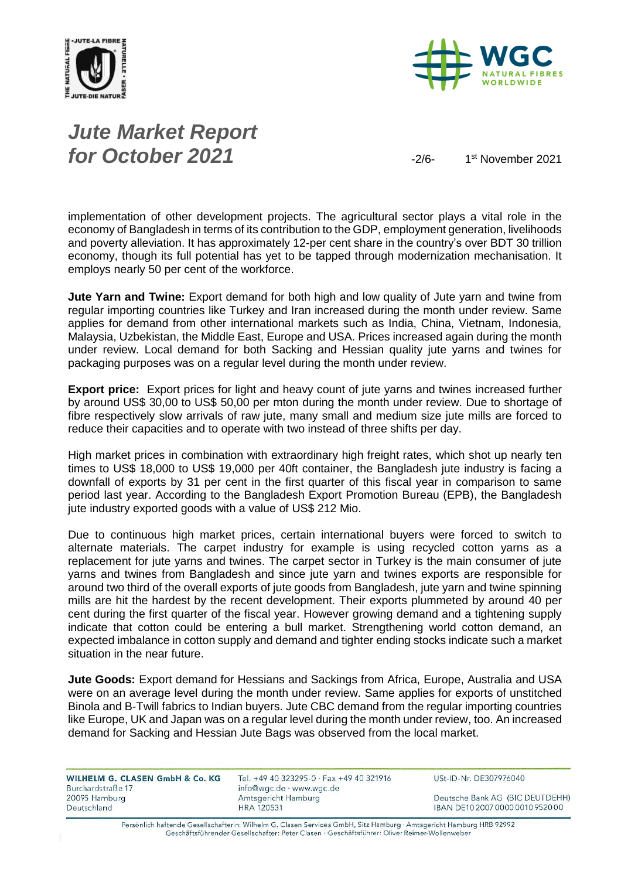implementation of other development projects. The agricultural sector plays a vital role in the economy of Bangladesh in terms of its contribution to the GDP, employment generation, livelihoods and poverty alleviation. It has approximately 12-per cent share in the country's over BDT 30 trillion economy, though its full potential has yet to be tapped through modernization mechanisation. It employs nearly 50 per cent of the workforce.

**Jute Yarn and Twine:** Export demand for both high and low quality of Jute yarn and twine from regular importing countries like Turkey and Iran increased during the month under review. Same applies for demand from other international markets such as India, China, Vietnam, Indonesia, Malaysia, Uzbekistan, the Middle East, Europe and USA. Prices increased again during the month under review. Local demand for both Sacking and Hessian quality jute yarns and twines for packaging purposes was on a regular level during the month under review.

**Export price:** Export prices for light and heavy count of jute yarns and twines increased further by around US$ 30,00 to US$ 50,00 per mton during the month under review. Due to shortage of fibre respectively slow arrivals of raw jute, many small and medium size jute mills are forced to reduce their capacities and to operate with two instead of three shifts per day.

High market prices in combination with extraordinary high freight rates, which shot up nearly ten times to US$ 18,000 to US$ 19,000 per 40ft container, the Bangladesh jute industry is facing a downfall of exports by 31 per cent in the first quarter of this fiscal year in comparison to same period last year. According to the Bangladesh Export Promotion Bureau (EPB), the Bangladesh jute industry exported goods with a value of US$ 212 Mio.

Due to continuous high market prices, certain international buyers were forced to switch to alternate materials. The carpet industry for example is using recycled cotton yarns as a replacement for jute yarns and twines. The carpet sector in Turkey is the main consumer of jute yarns and twines from Bangladesh and since jute yarn and twines exports are responsible for around two third of the overall exports of jute goods from Bangladesh, jute yarn and twine spinning mills are hit the hardest by the recent development. Their exports plummeted by around 40 per cent during the first quarter of the fiscal year. However growing demand and a tightening supply indicate that cotton could be entering a bull market. Strengthening world cotton demand, an expected imbalance in cotton supply and demand and tighter ending stocks indicate such a market situation in the near future.

**Jute Goods:** Export demand for Hessians and Sackings from Africa, Europe, Australia and USA were on an average level during the month under review. Same applies for exports of unstitched Binola and B-Twill fabrics to Indian buyers. Jute CBC demand from the regular importing countries like Europe, UK and Japan was on a regular level during the month under review, too. An increased demand for Sacking and Hessian Jute Bags was observed from the local market.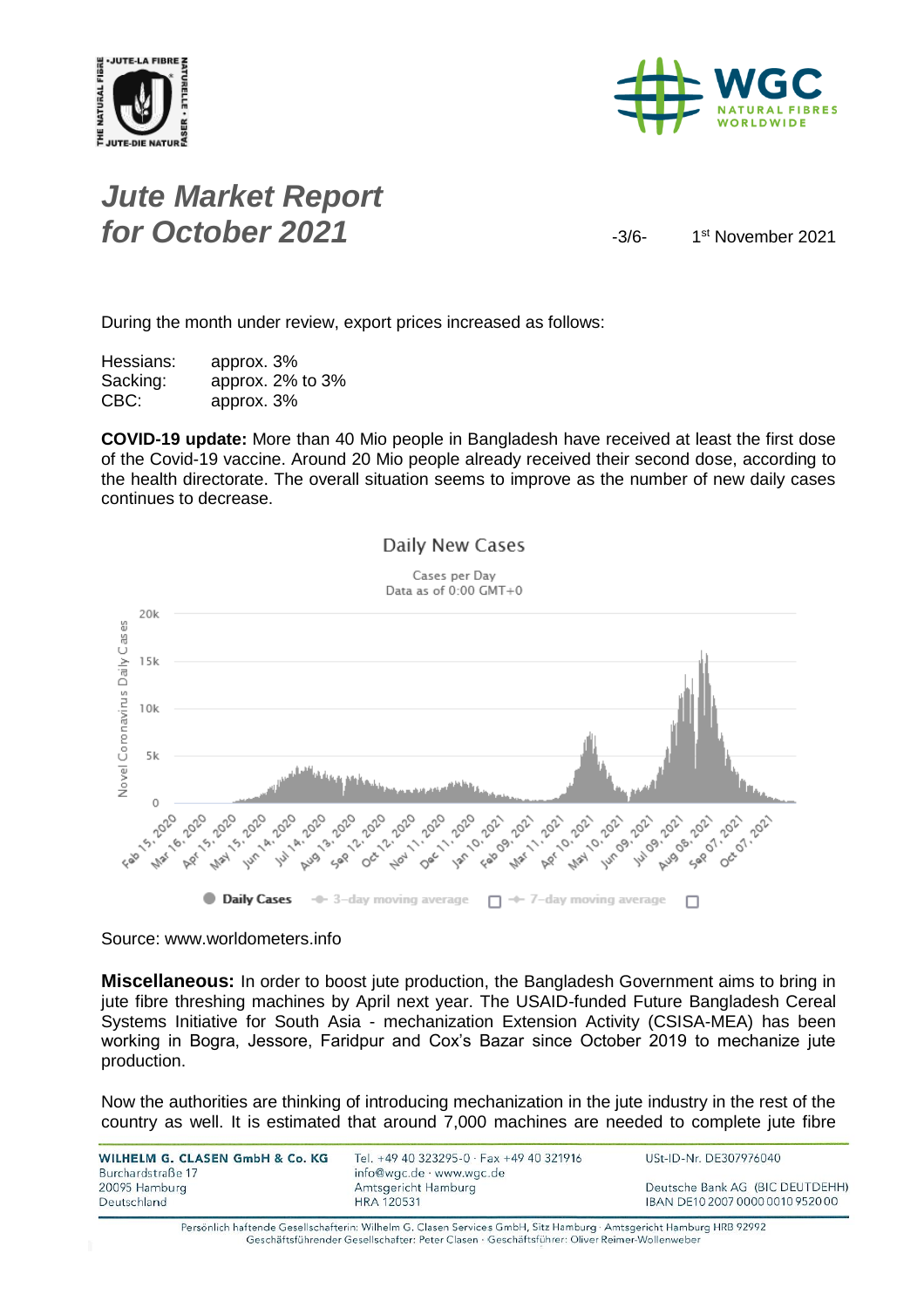During the month under review, export prices increased as follows:

Hessians: approx. 3%
Sacking: approx. 2% to 3%
CBC: approx. 3%

**COVID-19 update:** More than 40 Mio people in Bangladesh have received at least the first dose of the Covid-19 vaccine. Around 20 Mio people already received their second dose, according to the health directorate. The overall situation seems to improve as the number of new daily cases continues to decrease.

Source: www.worldometers.info

**Miscellaneous:** In order to boost jute production, the Bangladesh Government aims to bring in jute fibre threshing machines by April next year. The USAID-funded Future Bangladesh Cereal Systems Initiative for South Asia - mechanization Extension Activity (CSISA-MEA) has been working in Bogra, Jessore, Faridpur and Cox's Bazar since October 2019 to mechanize jute production.

Now the authorities are thinking of introducing mechanization in the jute industry in the rest of the country as well. It is estimated that around 7,000 machines are needed to complete jute fibre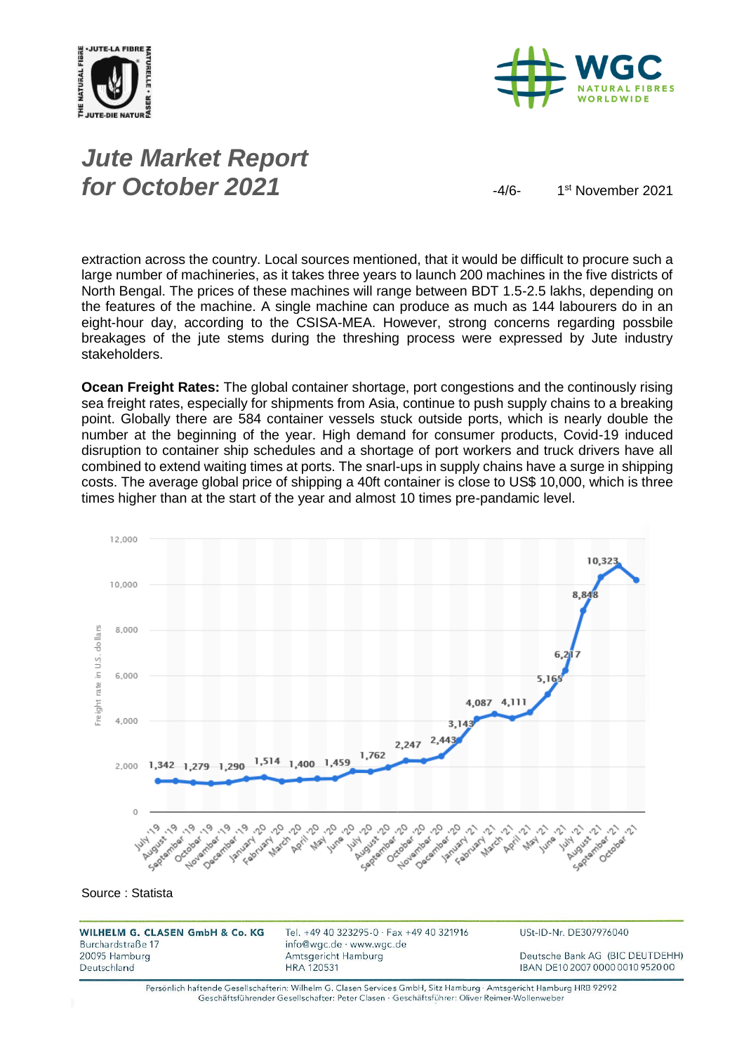extraction across the country. Local sources mentioned, that it would be difficult to procure such a large number of machineries, as it takes three years to launch 200 machines in the five districts of North Bengal. The prices of these machines will range between BDT 1.5-2.5 lakhs, depending on the features of the machine. A single machine can produce as much as 144 labourers do in an eight-hour day, according to the CSISA-MEA. However, strong concerns regarding possbile breakages of the jute stems during the threshing process were expressed by Jute industry stakeholders.

**Ocean Freight Rates:** The global container shortage, port congestions and the continously rising sea freight rates, especially for shipments from Asia, continue to push supply chains to a breaking point. Globally there are 584 container vessels stuck outside ports, which is nearly double the number at the beginning of the year. High demand for consumer products, Covid-19 induced disruption to container ship schedules and a shortage of port workers and truck drivers have all combined to extend waiting times at ports. The snarl-ups in supply chains have a surge in shipping costs. The average global price of shipping a 40ft container is close to US$ 10,000, which is three times higher than at the start of the year and almost 10 times pre-pandamic level.

Source : Statista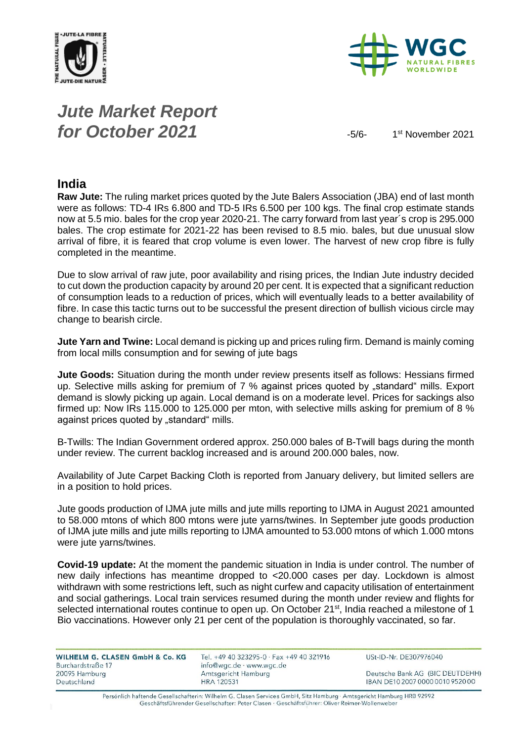# Jute Market Report for October 2021

1st November 2021

## India

**Raw Jute:** The ruling market prices quoted by the Jute Balers Association (JBA) end of last month were as follows: TD-4 IRs 6.800 and TD-5 IRs 6.500 per 100 kgs. The final crop estimate stands now at 5.5 mio. bales for the crop year 2020-21. The carry forward from last year´s crop is 295.000 bales. The crop estimate for 2021-22 has been revised to 8.5 mio. bales, but due unusual slow arrival of fibre, it is feared that crop volume is even lower. The harvest of new crop fibre is fully completed in the meantime.

Due to slow arrival of raw jute, poor availability and rising prices, the Indian Jute industry decided to cut down the production capacity by around 20 per cent. It is expected that a significant reduction of consumption leads to a reduction of prices, which will eventually leads to a better availability of fibre. In case this tactic turns out to be successful the present direction of bullish vicious circle may change to bearish circle.

**Jute Yarn and Twine:** Local demand is picking up and prices ruling firm. Demand is mainly coming from local mills consumption and for sewing of jute bags

**Jute Goods:** Situation during the month under review presents itself as follows: Hessians firmed up. Selective mills asking for premium of 7 % against prices quoted by „standard" mills. Export demand is slowly picking up again. Local demand is on a moderate level. Prices for sackings also firmed up: Now IRs 115.000 to 125.000 per mton, with selective mills asking for premium of 8 % against prices quoted by „standard" mills.

B-Twills: The Indian Government ordered approx. 250.000 bales of B-Twill bags during the month under review. The current backlog increased and is around 200.000 bales, now.

Availability of Jute Carpet Backing Cloth is reported from January delivery, but limited sellers are in a position to hold prices.

Jute goods production of IJMA jute mills and jute mills reporting to IJMA in August 2021 amounted to 58.000 mtons of which 800 mtons were jute yarns/twines. In September jute goods production of IJMA jute mills and jute mills reporting to IJMA amounted to 53.000 mtons of which 1.000 mtons were jute yarns/twines.

**Covid-19 update:** At the moment the pandemic situation in India is under control. The number of new daily infections has meantime dropped to <20.000 cases per day. Lockdown is almost withdrawn with some restrictions left, such as night curfew and capacity utilisation of entertainment and social gatherings. Local train services resumed during the month under review and flights for selected international routes continue to open up. On October 21st, India reached a milestone of 1 Bio vaccinations. However only 21 per cent of the population is thoroughly vaccinated, so far.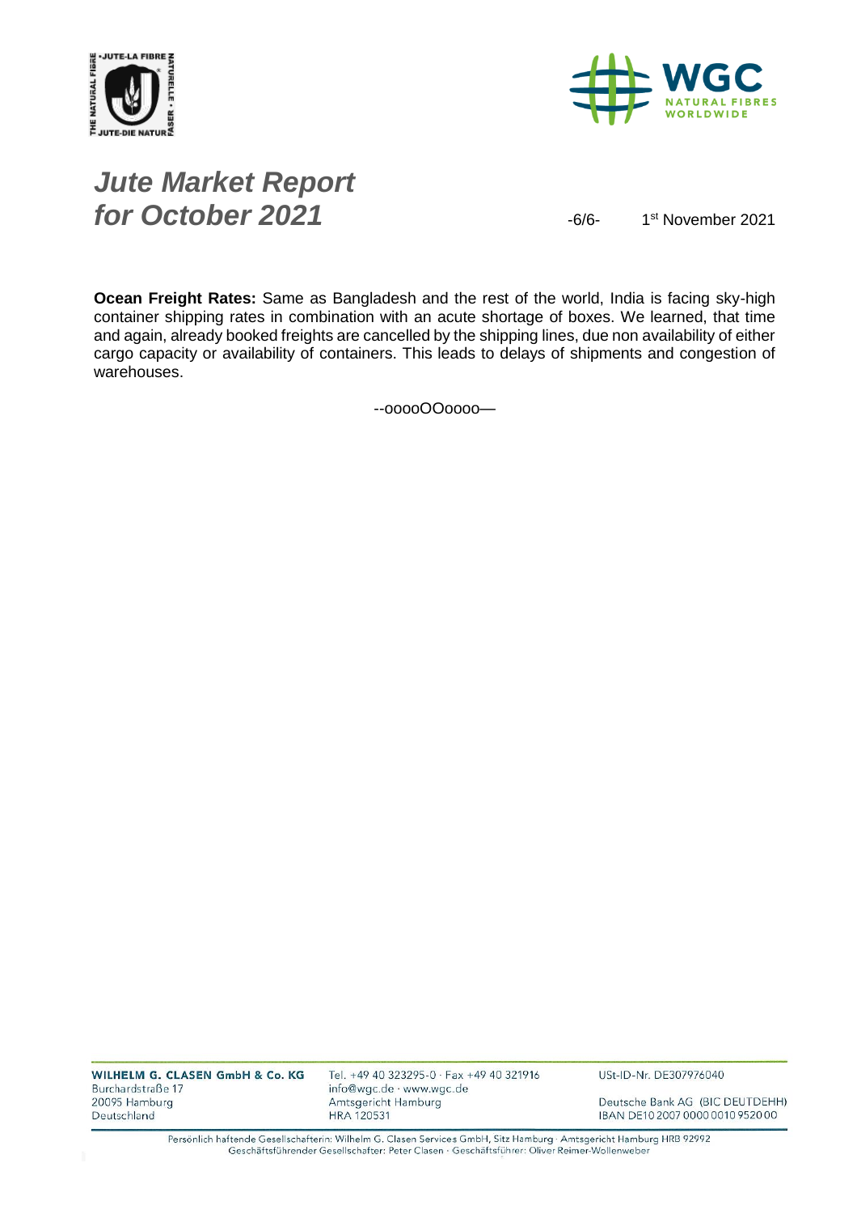**Ocean Freight Rates:** Same as Bangladesh and the rest of the world, India is facing sky-high container shipping rates in combination with an acute shortage of boxes. We learned, that time and again, already booked freights are cancelled by the shipping lines, due non availability of either cargo capacity or availability of containers. This leads to delays of shipments and congestion of warehouses.

--ooooOOoooo—